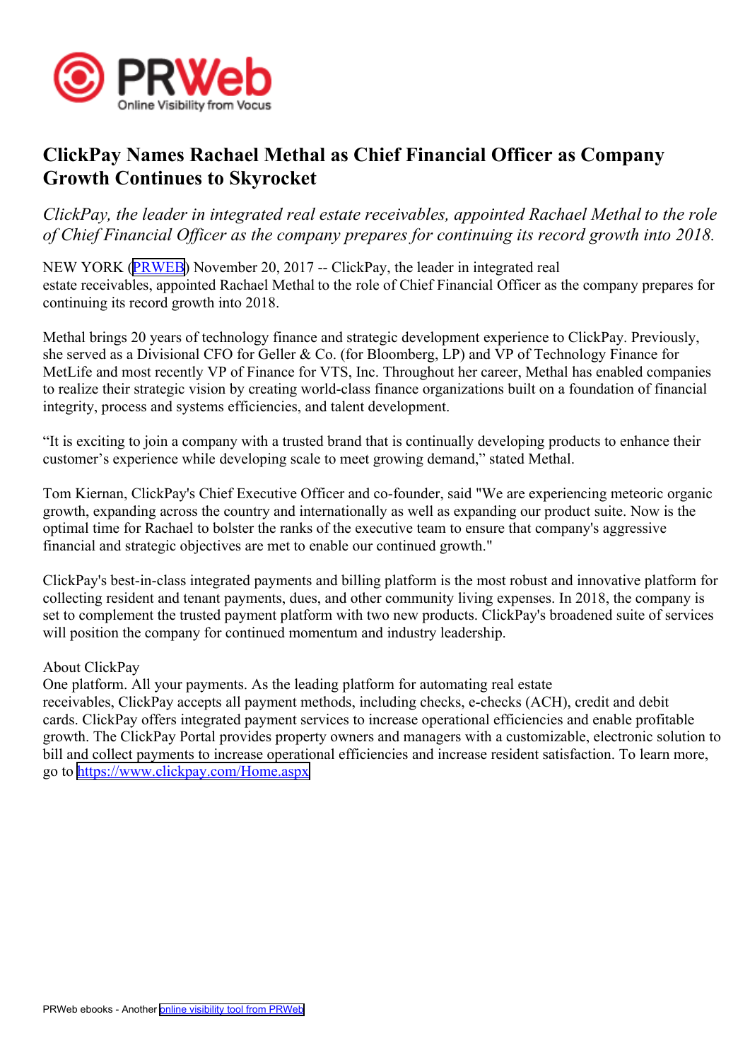# ClickPay Names Rachael Methal as Chief Financial Officer as Company Growth Continues to Skyrocket

*ClickPay, the leader in integrated real estate receivables, appointed Rachael Methal to the role of Chief Financial Officer as the company prepares for continuing its record growth into 2018.*

NEW YORK (PRWEB) November 20, 2017 -- ClickPay, the leader in integrated real estate receivables, appointed Rachael Methal to the role of Chief Financial Officer as the company prepares for continuing its record growth into 2018.

Methal brings 20 years of technology finance and strategic development experience to ClickPay. Previously, she served as a Divisional CFO for Geller & Co. (for Bloomberg, LP) and VP of Technology Finance for MetLife and most recently VP of Finance for VTS, Inc. Throughout her career, Methal has enabled companies to realize their strategic vision by creating world-class finance organizations built on a foundation of financial integrity, process and systems efficiencies, and talent development.

"It is exciting to join a company with a trusted brand that is continually developing products to enhance their customer's experience while developing scale to meet growing demand," stated Methal.

Tom Kiernan, ClickPay's Chief Executive Officer and co-founder, said "We are experiencing meteoric organic growth, expanding across the country and internationally as well as expanding our product suite. Now is the optimal time for Rachael to bolster the ranks of the executive team to ensure that company's aggressive financial and strategic objectives are met to enable our continued growth."

ClickPay's best-in-class integrated payments and billing platform is the most robust and innovative platform for collecting resident and tenant payments, dues, and other community living expenses. In 2018, the company is set to complement the trusted payment platform with two new products. ClickPay's broadened suite of services will position the company for continued momentum and industry leadership.

About ClickPay

One platform. All your payments. As the leading platform for automating real estate receivables, ClickPay accepts all payment methods, including checks, e-checks (ACH), credit and debit cards. ClickPay offers integrated payment services to increase operational efficiencies and enable profitable growth. The ClickPay Portal provides property owners and managers with a customizable, electronic solution to bill and collect payments to increase operational efficiencies and increase resident satisfaction. To learn more, go to https://www.clickpay.com/Home.aspx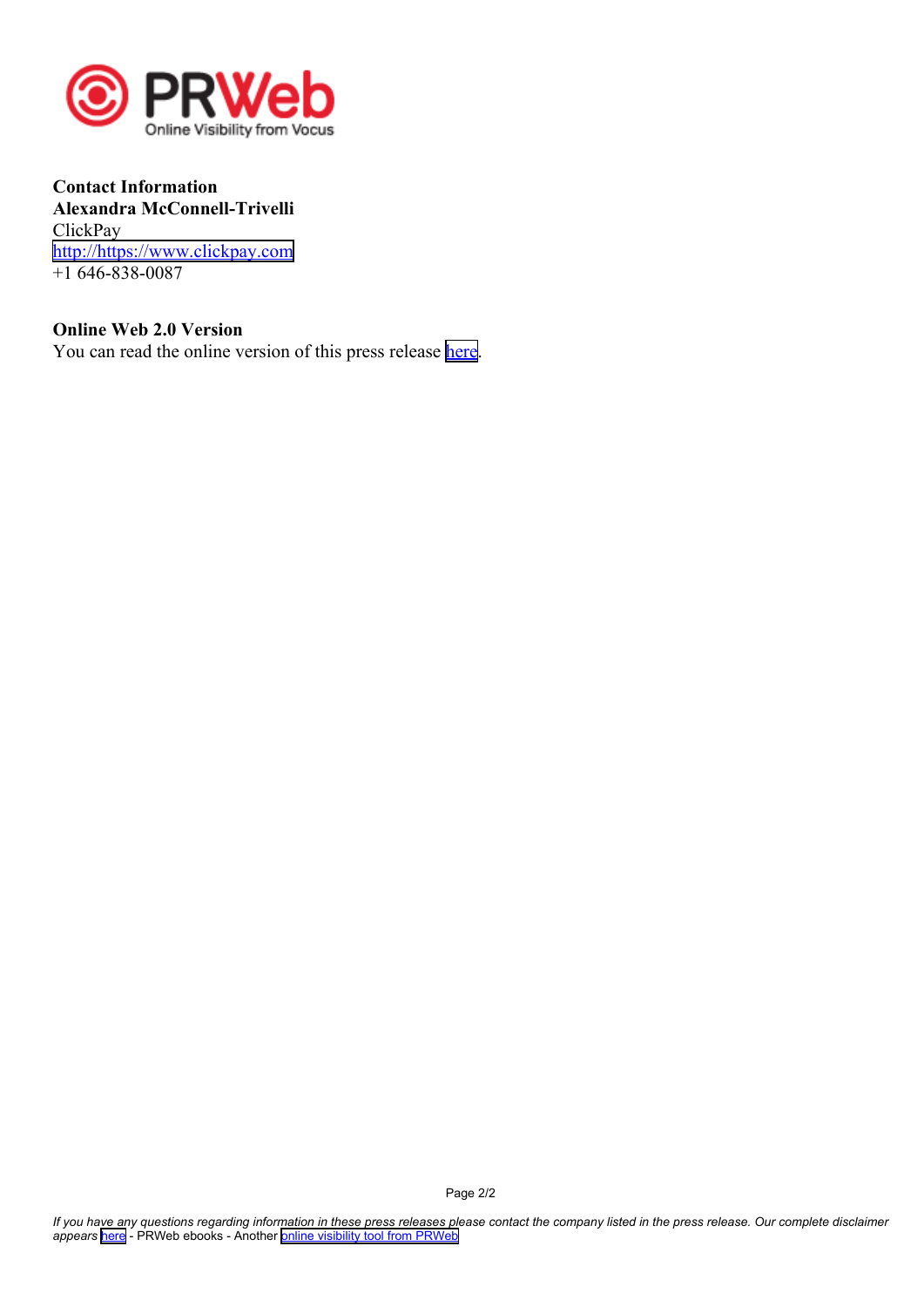**Contact Information**
**Alexandra McConnell-Trivelli**
ClickPay
http://https://www.clickpay.com
+1 646-838-0087

**Online Web 2.0 Version**
You can read the online version of this press release here.

*If you have any questions regarding information in these press releases please contact the company listed in the press release. Our complete disclaimer appears here* - PRWeb ebooks - Another online visibility tool from PRWeb